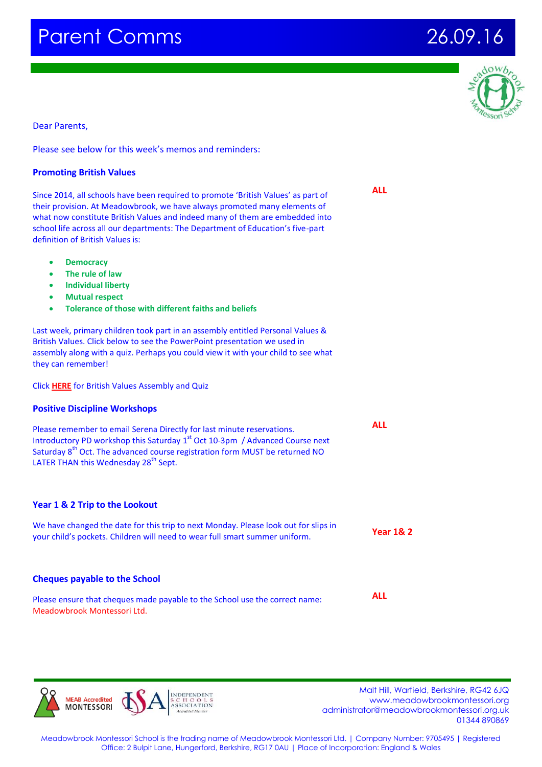# Parent Comms

26.09.16

Dear Parents,

Please see below for this week's memos and reminders:

## Promoting British Values

**ALL**

Since 2014, all schools have been required to promote 'British Values' as part of their provision. At Meadowbrook, we have always promoted many elements of what now constitute British Values and indeed many of them are embedded into school life across all our departments: The Department of Education's five-part definition of British Values is:

- **Democracy**
- **The rule of law**
- **Individual liberty**
- **Mutual respect**
- **Tolerance of those with different faiths and beliefs**

Last week, primary children took part in an assembly entitled Personal Values & British Values. Click below to see the PowerPoint presentation we used in assembly along with a quiz. Perhaps you could view it with your child to see what they can remember!

Click **HERE** for British Values Assembly and Quiz

## Positive Discipline Workshops

**ALL**

Please remember to email Serena Directly for last minute reservations. Introductory PD workshop this Saturday 1st Oct 10-3pm / Advanced Course next Saturday 8th Oct. The advanced course registration form MUST be returned NO LATER THAN this Wednesday 28th Sept.

## Year 1 & 2 Trip to the Lookout

**Year 1& 2**

We have changed the date for this trip to next Monday. Please look out for slips in your child's pockets. Children will need to wear full smart summer uniform.

## Cheques payable to the School

**ALL**

Please ensure that cheques made payable to the School use the correct name: Meadowbrook Montessori Ltd.

MEAB Accredited MONTESSORI | ISA Independent Schools Association Accredited Member

Malt Hill, Warfield, Berkshire, RG42 6JQ
www.meadowbrookmontessori.org
administrator@meadowbrookmontessori.org.uk
01344 890869

Meadowbrook Montessori School is the trading name of Meadowbrook Montessori Ltd. | Company Number: 9705495 | Registered Office: 2 Bulpit Lane, Hungerford, Berkshire, RG17 0AU | Place of Incorporation: England & Wales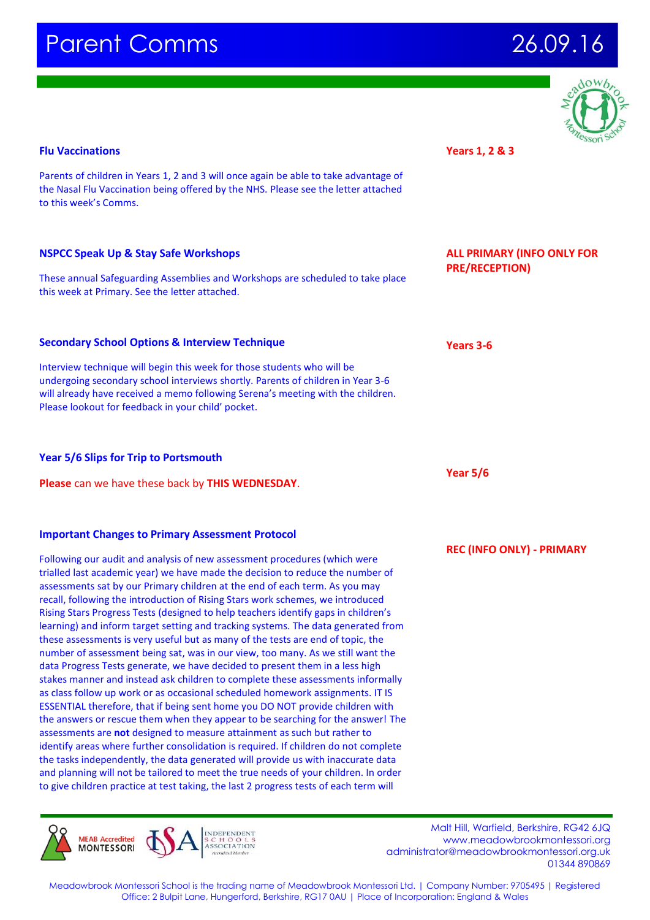# Parent Comms

26.09.16

### Flu Vaccinations

**Years 1, 2 & 3**

Parents of children in Years 1, 2 and 3 will once again be able to take advantage of the Nasal Flu Vaccination being offered by the NHS. Please see the letter attached to this week's Comms.

### NSPCC Speak Up & Stay Safe Workshops

**ALL PRIMARY (INFO ONLY FOR PRE/RECEPTION)**

These annual Safeguarding Assemblies and Workshops are scheduled to take place this week at Primary. See the letter attached.

### Secondary School Options & Interview Technique

**Years 3-6**

Interview technique will begin this week for those students who will be undergoing secondary school interviews shortly. Parents of children in Year 3-6 will already have received a memo following Serena's meeting with the children. Please lookout for feedback in your child' pocket.

### Year 5/6 Slips for Trip to Portsmouth

**Year 5/6**

**Please** can we have these back by **THIS WEDNESDAY**.

### Important Changes to Primary Assessment Protocol

**REC (INFO ONLY) - PRIMARY**

Following our audit and analysis of new assessment procedures (which were trialled last academic year) we have made the decision to reduce the number of assessments sat by our Primary children at the end of each term. As you may recall, following the introduction of Rising Stars work schemes, we introduced Rising Stars Progress Tests (designed to help teachers identify gaps in children's learning) and inform target setting and tracking systems. The data generated from these assessments is very useful but as many of the tests are end of topic, the number of assessment being sat, was in our view, too many. As we still want the data Progress Tests generate, we have decided to present them in a less high stakes manner and instead ask children to complete these assessments informally as class follow up work or as occasional scheduled homework assignments. IT IS ESSENTIAL therefore, that if being sent home you DO NOT provide children with the answers or rescue them when they appear to be searching for the answer! The assessments are **not** designed to measure attainment as such but rather to identify areas where further consolidation is required. If children do not complete the tasks independently, the data generated will provide us with inaccurate data and planning will not be tailored to meet the true needs of your children. In order to give children practice at test taking, the last 2 progress tests of each term will

Malt Hill, Warfield, Berkshire, RG42 6JQ
www.meadowbrookmontessori.org
administrator@meadowbrookmontessori.org.uk
01344 890869

Meadowbrook Montessori School is the trading name of Meadowbrook Montessori Ltd. | Company Number: 9705495 | Registered Office: 2 Bulpit Lane, Hungerford, Berkshire, RG17 0AU | Place of Incorporation: England & Wales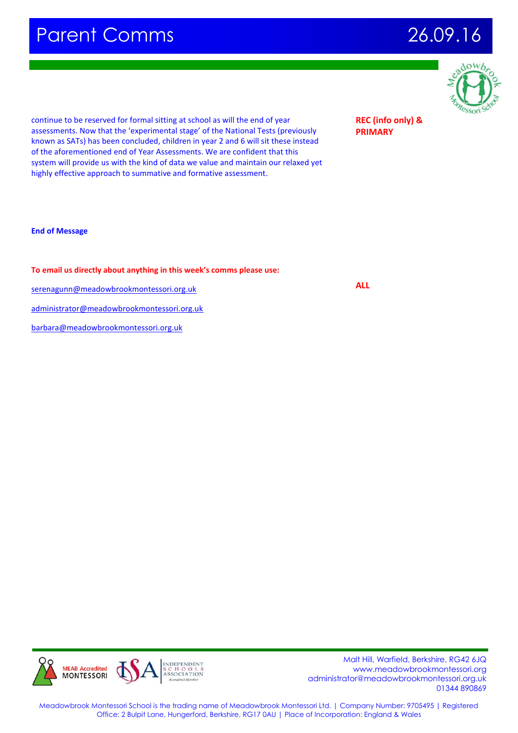continue to be reserved for formal sitting at school as will the end of year assessments. Now that the 'experimental stage' of the National Tests (previously known as SATs) has been concluded, children in year 2 and 6 will sit these instead of the aforementioned end of Year Assessments. We are confident that this system will provide us with the kind of data we value and maintain our relaxed yet highly effective approach to summative and formative assessment.

**REC (info only) & PRIMARY**

**End of Message**

**To email us directly about anything in this week's comms please use:**

**ALL**

serenagunn@meadowbrookmontessori.org.uk

administrator@meadowbrookmontessori.org.uk

barbara@meadowbrookmontessori.org.uk

MEAB Accredited MONTESSORI

ISA Independent Schools Association Accredited Member

Malt Hill, Warfield, Berkshire, RG42 6JQ
www.meadowbrookmontessori.org
administrator@meadowbrookmontessori.org.uk
01344 890869

Meadowbrook Montessori School is the trading name of Meadowbrook Montessori Ltd. | Company Number: 9705495 | Registered Office: 2 Bulpit Lane, Hungerford, Berkshire, RG17 0AU | Place of Incorporation: England & Wales